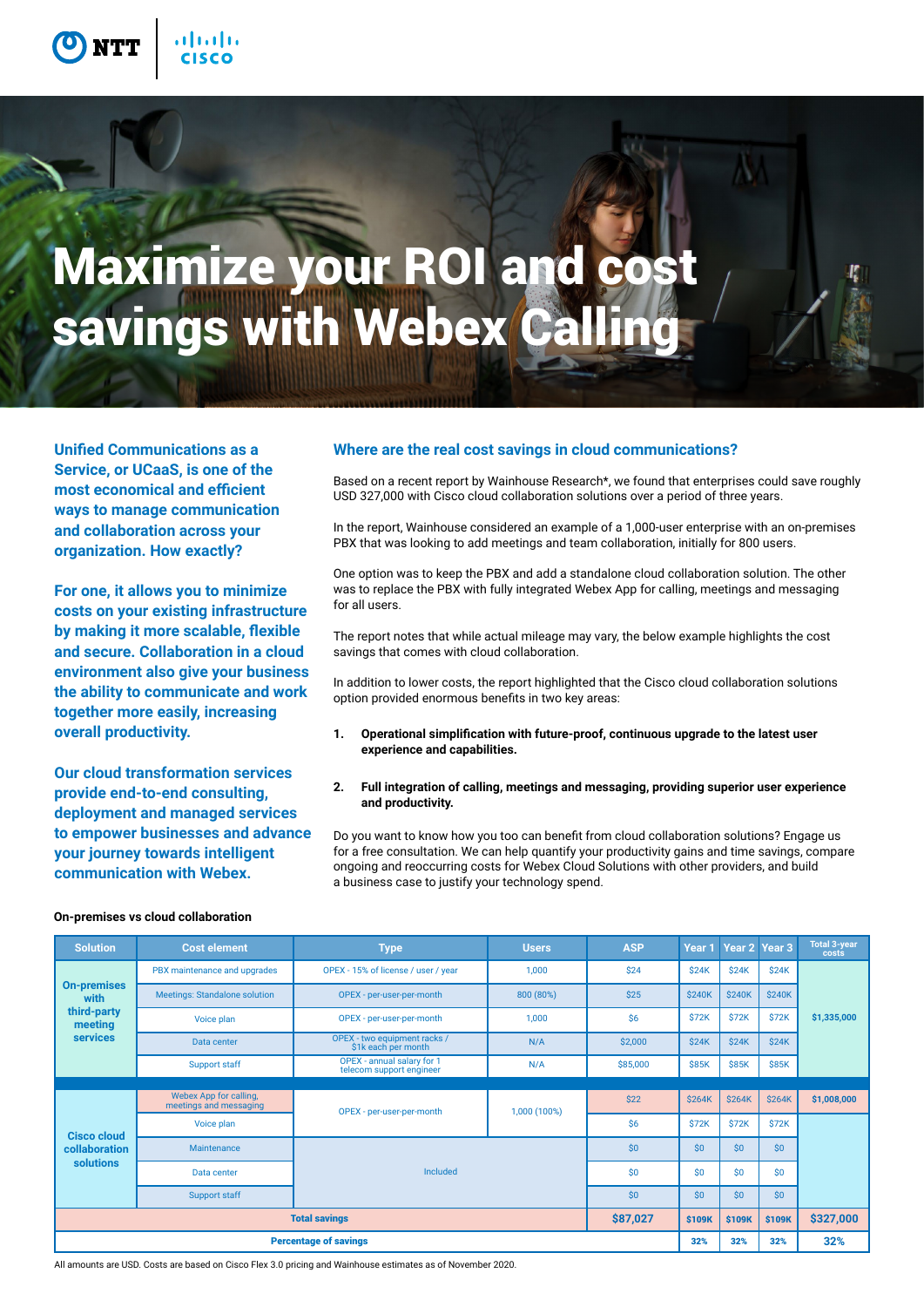# Maximize your ROI and cost savings with Webex Calling

**Unified Communications as a Service, or UCaaS, is one of the most economical and efficient ways to manage communication and collaboration across your organization. How exactly?**

**For one, it allows you to minimize costs on your existing infrastructure by making it more scalable, flexible and secure. Collaboration in a cloud environment also give your business the ability to communicate and work together more easily, increasing overall productivity.**

**Our cloud transformation services provide end-to-end consulting, deployment and managed services to empower businesses and advance your journey towards intelligent communication with Webex.**

## Where are the real cost savings in cloud communications?

Based on a recent report by Wainhouse Research*, we found that enterprises could save roughly USD 327,000 with Cisco cloud collaboration solutions over a period of three years.

In the report, Wainhouse considered an example of a 1,000-user enterprise with an on-premises PBX that was looking to add meetings and team collaboration, initially for 800 users.

One option was to keep the PBX and add a standalone cloud collaboration solution. The other was to replace the PBX with fully integrated Webex App for calling, meetings and messaging for all users.

The report notes that while actual mileage may vary, the below example highlights the cost savings that comes with cloud collaboration.

In addition to lower costs, the report highlighted that the Cisco cloud collaboration solutions option provided enormous benefits in two key areas:

1. **Operational simplification with future-proof, continuous upgrade to the latest user experience and capabilities.**
2. **Full integration of calling, meetings and messaging, providing superior user experience and productivity.**

Do you want to know how you too can benefit from cloud collaboration solutions? Engage us for a free consultation. We can help quantify your productivity gains and time savings, compare ongoing and reoccurring costs for Webex Cloud Solutions with other providers, and build a business case to justify your technology spend.

**On-premises vs cloud collaboration**

| Solution | Cost element | Type | Users | ASP | Year 1 | Year 2 | Year 3 | Total 3-year costs |
|---|---|---|---|---|---|---|---|---|
| On-premises with third-party meeting services | PBX maintenance and upgrades | OPEX - 15% of license / user / year | 1,000 | $24 | $24K | $24K | $24K | $1,335,000 |
| | Meetings: Standalone solution | OPEX - per-user-per-month | 800 (80%) | $25 | $240K | $240K | $240K | |
| | Voice plan | OPEX - per-user-per-month | 1,000 | $6 | $72K | $72K | $72K | |
| | Data center | OPEX - two equipment racks / $1k each per month | N/A | $2,000 | $24K | $24K | $24K | |
| | Support staff | OPEX - annual salary for 1 telecom support engineer | N/A | $85,000 | $85K | $85K | $85K | |
| Cisco cloud collaboration solutions | Webex App for calling, meetings and messaging | OPEX - per-user-per-month | 1,000 (100%) | $22 | $264K | $264K | $264K | $1,008,000 |
| | Voice plan | | | $6 | $72K | $72K | $72K | |
| | Maintenance | Included | | $0 | $0 | $0 | $0 | |
| | Data center | | | $0 | $0 | $0 | $0 | |
| | Support staff | | | $0 | $0 | $0 | $0 | |
| Total savings | | | | $87,027 | $109K | $109K | $109K | $327,000 |
| Percentage of savings | | | | | 32% | 32% | 32% | 32% |

All amounts are USD. Costs are based on Cisco Flex 3.0 pricing and Wainhouse estimates as of November 2020.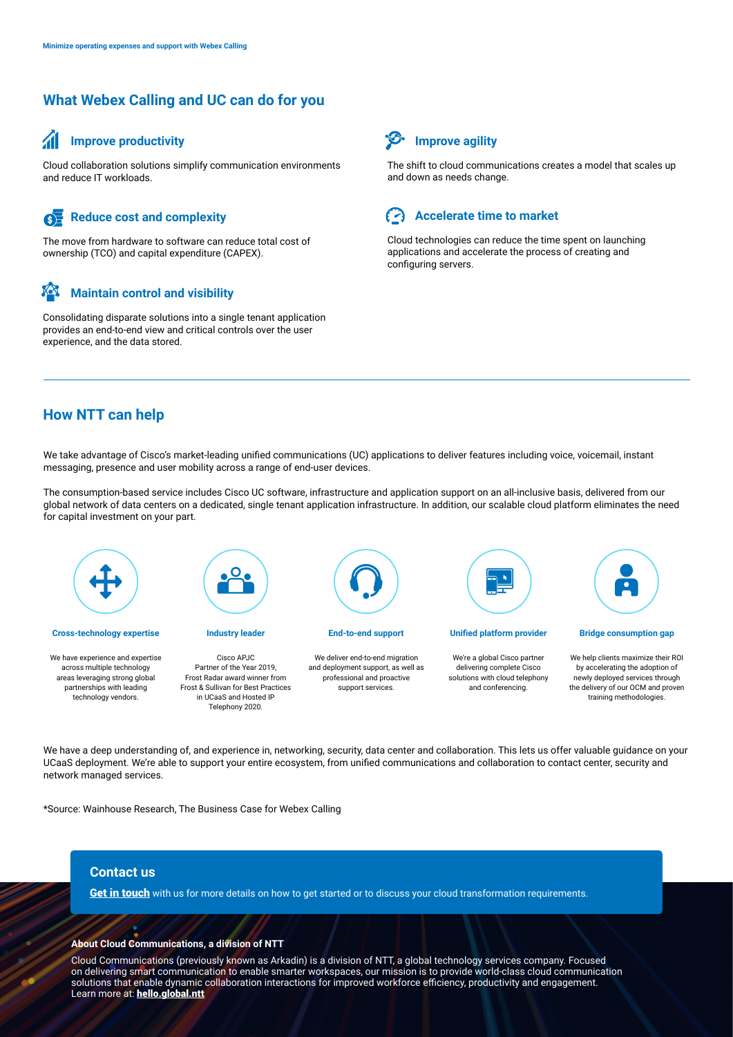## What Webex Calling and UC can do for you

### Improve productivity

Cloud collaboration solutions simplify communication environments and reduce IT workloads.

### Reduce cost and complexity

The move from hardware to software can reduce total cost of ownership (TCO) and capital expenditure (CAPEX).

### Maintain control and visibility

Consolidating disparate solutions into a single tenant application provides an end-to-end view and critical controls over the user experience, and the data stored.

### Improve agility

The shift to cloud communications creates a model that scales up and down as needs change.

### Accelerate time to market

Cloud technologies can reduce the time spent on launching applications and accelerate the process of creating and configuring servers.

## How NTT can help

We take advantage of Cisco's market-leading unified communications (UC) applications to deliver features including voice, voicemail, instant messaging, presence and user mobility across a range of end-user devices.

The consumption-based service includes Cisco UC software, infrastructure and application support on an all-inclusive basis, delivered from our global network of data centers on a dedicated, single tenant application infrastructure. In addition, our scalable cloud platform eliminates the need for capital investment on your part.

**Cross-technology expertise**

We have experience and expertise across multiple technology areas leveraging strong global partnerships with leading technology vendors.

**Industry leader**

Cisco APJC Partner of the Year 2019, Frost Radar award winner from Frost & Sullivan for Best Practices in UCaaS and Hosted IP Telephony 2020.

**End-to-end support**

We deliver end-to-end migration and deployment support, as well as professional and proactive support services.

**Unified platform provider**

We're a global Cisco partner delivering complete Cisco solutions with cloud telephony and conferencing.

**Bridge consumption gap**

We help clients maximize their ROI by accelerating the adoption of newly deployed services through the delivery of our OCM and proven training methodologies.

We have a deep understanding of, and experience in, networking, security, data center and collaboration. This lets us offer valuable guidance on your UCaaS deployment. We're able to support your entire ecosystem, from unified communications and collaboration to contact center, security and network managed services.

*Source: Wainhouse Research, The Business Case for Webex Calling

### Contact us

**Get in touch** with us for more details on how to get started or to discuss your cloud transformation requirements.

**About Cloud Communications, a division of NTT**

Cloud Communications (previously known as Arkadin) is a division of NTT, a global technology services company. Focused on delivering smart communication to enable smarter workspaces, our mission is to provide world-class cloud communication solutions that enable dynamic collaboration interactions for improved workforce efficiency, productivity and engagement. Learn more at: **hello.global.ntt**